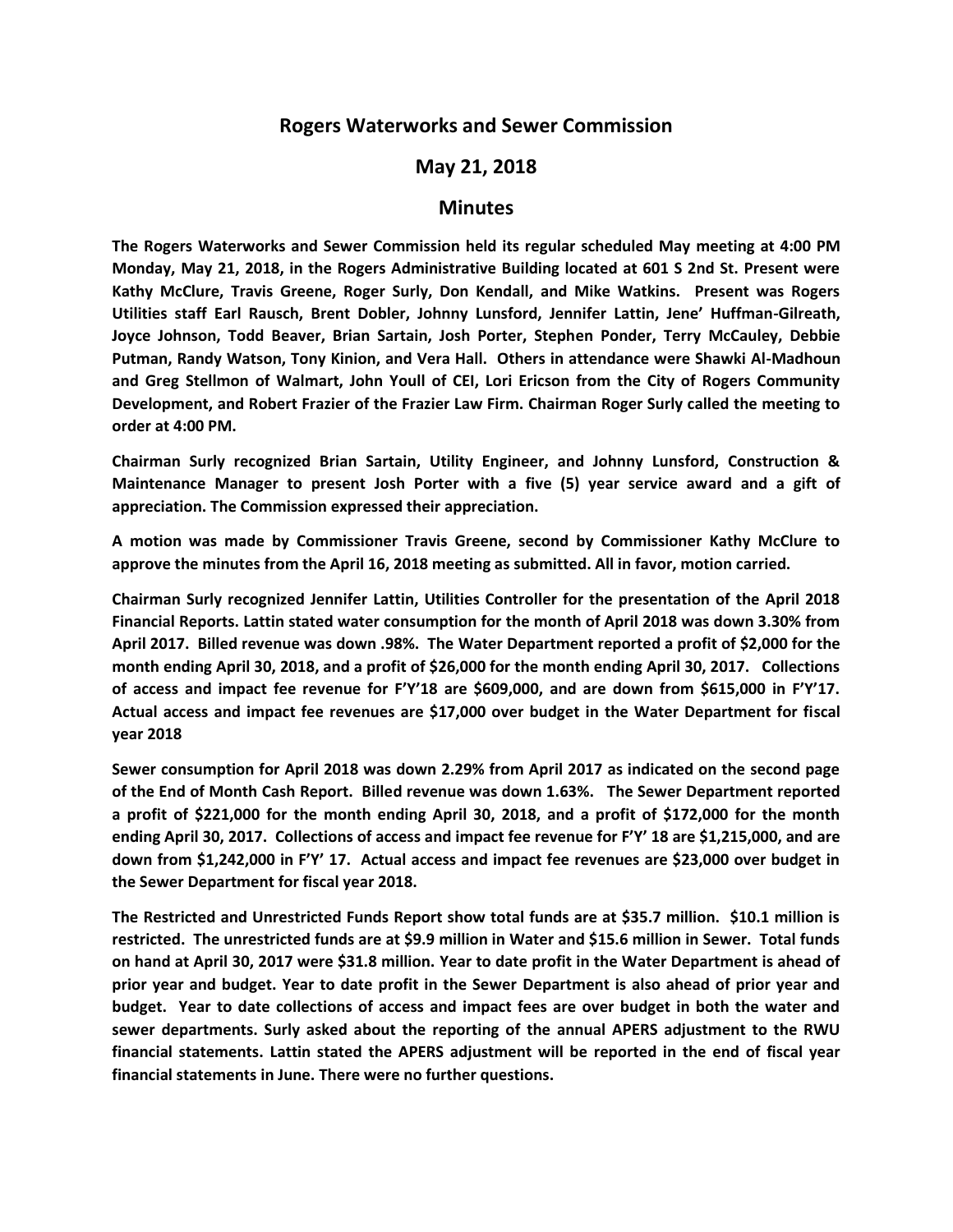# Rogers Waterworks and Sewer Commission

## May 21, 2018

## Minutes

**The Rogers Waterworks and Sewer Commission held its regular scheduled May meeting at 4:00 PM Monday, May 21, 2018, in the Rogers Administrative Building located at 601 S 2nd St. Present were Kathy McClure, Travis Greene, Roger Surly, Don Kendall, and Mike Watkins. Present was Rogers Utilities staff Earl Rausch, Brent Dobler, Johnny Lunsford, Jennifer Lattin, Jene' Huffman-Gilreath, Joyce Johnson, Todd Beaver, Brian Sartain, Josh Porter, Stephen Ponder, Terry McCauley, Debbie Putman, Randy Watson, Tony Kinion, and Vera Hall. Others in attendance were Shawki Al-Madhoun and Greg Stellmon of Walmart, John Youll of CEI, Lori Ericson from the City of Rogers Community Development, and Robert Frazier of the Frazier Law Firm. Chairman Roger Surly called the meeting to order at 4:00 PM.**

**Chairman Surly recognized Brian Sartain, Utility Engineer, and Johnny Lunsford, Construction & Maintenance Manager to present Josh Porter with a five (5) year service award and a gift of appreciation. The Commission expressed their appreciation.**

**A motion was made by Commissioner Travis Greene, second by Commissioner Kathy McClure to approve the minutes from the April 16, 2018 meeting as submitted. All in favor, motion carried.**

**Chairman Surly recognized Jennifer Lattin, Utilities Controller for the presentation of the April 2018 Financial Reports. Lattin stated water consumption for the month of April 2018 was down 3.30% from April 2017. Billed revenue was down .98%. The Water Department reported a profit of $2,000 for the month ending April 30, 2018, and a profit of $26,000 for the month ending April 30, 2017. Collections of access and impact fee revenue for F'Y'18 are $609,000, and are down from $615,000 in F'Y'17. Actual access and impact fee revenues are $17,000 over budget in the Water Department for fiscal year 2018**

**Sewer consumption for April 2018 was down 2.29% from April 2017 as indicated on the second page of the End of Month Cash Report. Billed revenue was down 1.63%. The Sewer Department reported a profit of $221,000 for the month ending April 30, 2018, and a profit of $172,000 for the month ending April 30, 2017. Collections of access and impact fee revenue for F'Y' 18 are $1,215,000, and are down from $1,242,000 in F'Y' 17. Actual access and impact fee revenues are $23,000 over budget in the Sewer Department for fiscal year 2018.**

**The Restricted and Unrestricted Funds Report show total funds are at $35.7 million. $10.1 million is restricted. The unrestricted funds are at $9.9 million in Water and $15.6 million in Sewer. Total funds on hand at April 30, 2017 were $31.8 million. Year to date profit in the Water Department is ahead of prior year and budget. Year to date profit in the Sewer Department is also ahead of prior year and budget. Year to date collections of access and impact fees are over budget in both the water and sewer departments. Surly asked about the reporting of the annual APERS adjustment to the RWU financial statements. Lattin stated the APERS adjustment will be reported in the end of fiscal year financial statements in June. There were no further questions.**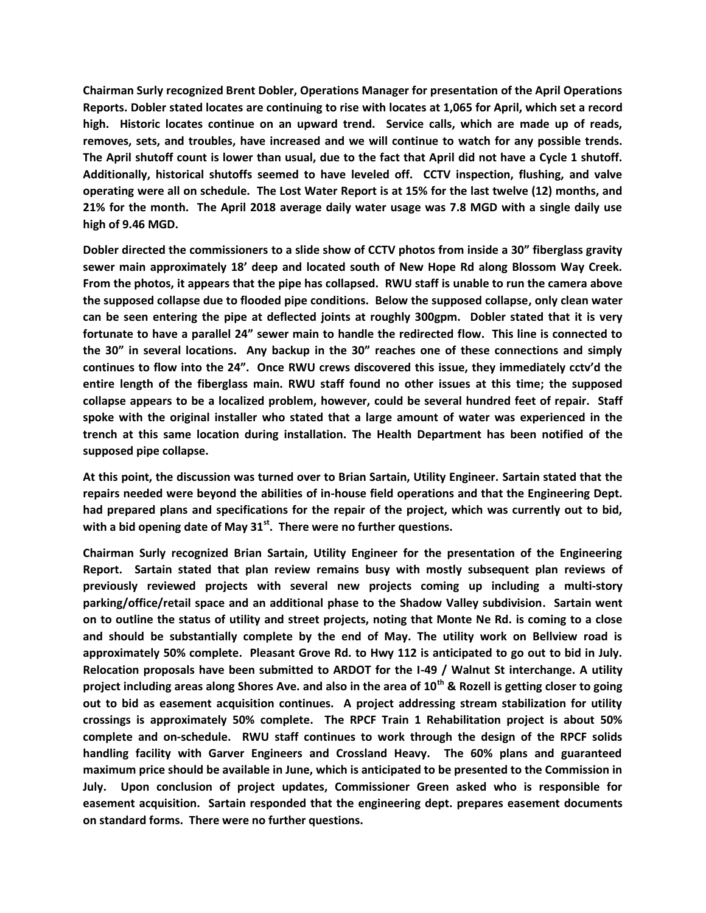**Chairman Surly recognized Brent Dobler, Operations Manager for presentation of the April Operations Reports. Dobler stated locates are continuing to rise with locates at 1,065 for April, which set a record high. Historic locates continue on an upward trend. Service calls, which are made up of reads, removes, sets, and troubles, have increased and we will continue to watch for any possible trends. The April shutoff count is lower than usual, due to the fact that April did not have a Cycle 1 shutoff. Additionally, historical shutoffs seemed to have leveled off. CCTV inspection, flushing, and valve operating were all on schedule. The Lost Water Report is at 15% for the last twelve (12) months, and 21% for the month. The April 2018 average daily water usage was 7.8 MGD with a single daily use high of 9.46 MGD.**

**Dobler directed the commissioners to a slide show of CCTV photos from inside a 30" fiberglass gravity sewer main approximately 18' deep and located south of New Hope Rd along Blossom Way Creek. From the photos, it appears that the pipe has collapsed. RWU staff is unable to run the camera above the supposed collapse due to flooded pipe conditions. Below the supposed collapse, only clean water can be seen entering the pipe at deflected joints at roughly 300gpm. Dobler stated that it is very fortunate to have a parallel 24" sewer main to handle the redirected flow. This line is connected to the 30" in several locations. Any backup in the 30" reaches one of these connections and simply continues to flow into the 24". Once RWU crews discovered this issue, they immediately cctv'd the entire length of the fiberglass main. RWU staff found no other issues at this time; the supposed collapse appears to be a localized problem, however, could be several hundred feet of repair. Staff spoke with the original installer who stated that a large amount of water was experienced in the trench at this same location during installation. The Health Department has been notified of the supposed pipe collapse.**

**At this point, the discussion was turned over to Brian Sartain, Utility Engineer. Sartain stated that the repairs needed were beyond the abilities of in-house field operations and that the Engineering Dept. had prepared plans and specifications for the repair of the project, which was currently out to bid, with a bid opening date of May 31st. There were no further questions.**

**Chairman Surly recognized Brian Sartain, Utility Engineer for the presentation of the Engineering Report. Sartain stated that plan review remains busy with mostly subsequent plan reviews of previously reviewed projects with several new projects coming up including a multi-story parking/office/retail space and an additional phase to the Shadow Valley subdivision. Sartain went on to outline the status of utility and street projects, noting that Monte Ne Rd. is coming to a close and should be substantially complete by the end of May. The utility work on Bellview road is approximately 50% complete. Pleasant Grove Rd. to Hwy 112 is anticipated to go out to bid in July. Relocation proposals have been submitted to ARDOT for the I-49 / Walnut St interchange. A utility project including areas along Shores Ave. and also in the area of 10th & Rozell is getting closer to going out to bid as easement acquisition continues. A project addressing stream stabilization for utility crossings is approximately 50% complete. The RPCF Train 1 Rehabilitation project is about 50% complete and on-schedule. RWU staff continues to work through the design of the RPCF solids handling facility with Garver Engineers and Crossland Heavy. The 60% plans and guaranteed maximum price should be available in June, which is anticipated to be presented to the Commission in July. Upon conclusion of project updates, Commissioner Green asked who is responsible for easement acquisition. Sartain responded that the engineering dept. prepares easement documents on standard forms. There were no further questions.**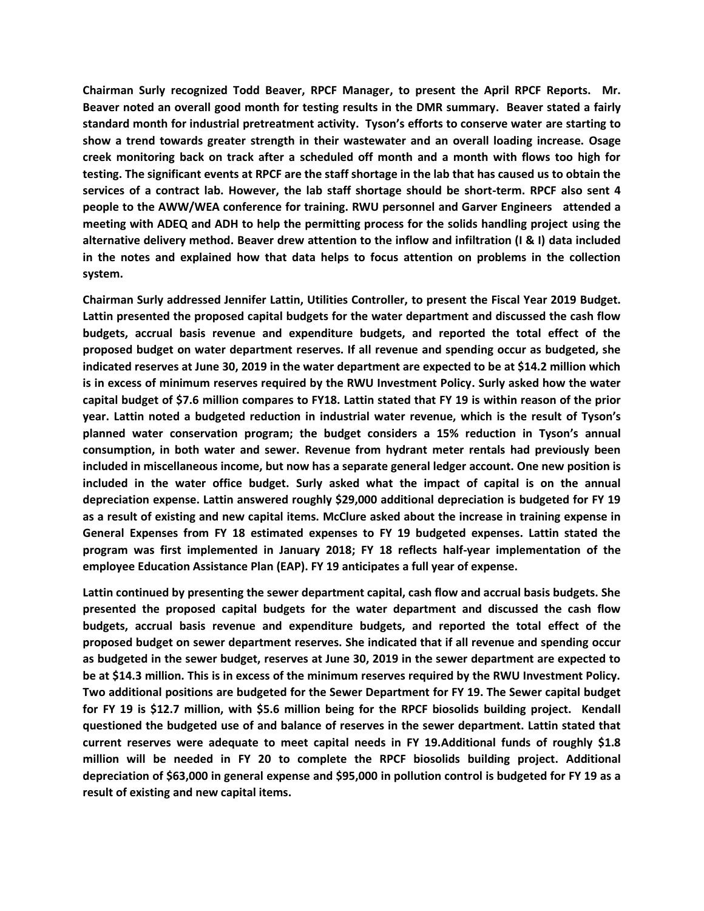**Chairman Surly recognized Todd Beaver, RPCF Manager, to present the April RPCF Reports. Mr. Beaver noted an overall good month for testing results in the DMR summary. Beaver stated a fairly standard month for industrial pretreatment activity. Tyson's efforts to conserve water are starting to show a trend towards greater strength in their wastewater and an overall loading increase. Osage creek monitoring back on track after a scheduled off month and a month with flows too high for testing. The significant events at RPCF are the staff shortage in the lab that has caused us to obtain the services of a contract lab. However, the lab staff shortage should be short-term. RPCF also sent 4 people to the AWW/WEA conference for training. RWU personnel and Garver Engineers attended a meeting with ADEQ and ADH to help the permitting process for the solids handling project using the alternative delivery method. Beaver drew attention to the inflow and infiltration (I & I) data included in the notes and explained how that data helps to focus attention on problems in the collection system.**

**Chairman Surly addressed Jennifer Lattin, Utilities Controller, to present the Fiscal Year 2019 Budget. Lattin presented the proposed capital budgets for the water department and discussed the cash flow budgets, accrual basis revenue and expenditure budgets, and reported the total effect of the proposed budget on water department reserves. If all revenue and spending occur as budgeted, she indicated reserves at June 30, 2019 in the water department are expected to be at $14.2 million which is in excess of minimum reserves required by the RWU Investment Policy. Surly asked how the water capital budget of $7.6 million compares to FY18. Lattin stated that FY 19 is within reason of the prior year. Lattin noted a budgeted reduction in industrial water revenue, which is the result of Tyson's planned water conservation program; the budget considers a 15% reduction in Tyson's annual consumption, in both water and sewer. Revenue from hydrant meter rentals had previously been included in miscellaneous income, but now has a separate general ledger account. One new position is included in the water office budget. Surly asked what the impact of capital is on the annual depreciation expense. Lattin answered roughly $29,000 additional depreciation is budgeted for FY 19 as a result of existing and new capital items. McClure asked about the increase in training expense in General Expenses from FY 18 estimated expenses to FY 19 budgeted expenses. Lattin stated the program was first implemented in January 2018; FY 18 reflects half-year implementation of the employee Education Assistance Plan (EAP). FY 19 anticipates a full year of expense.**

**Lattin continued by presenting the sewer department capital, cash flow and accrual basis budgets. She presented the proposed capital budgets for the water department and discussed the cash flow budgets, accrual basis revenue and expenditure budgets, and reported the total effect of the proposed budget on sewer department reserves. She indicated that if all revenue and spending occur as budgeted in the sewer budget, reserves at June 30, 2019 in the sewer department are expected to be at $14.3 million. This is in excess of the minimum reserves required by the RWU Investment Policy. Two additional positions are budgeted for the Sewer Department for FY 19. The Sewer capital budget for FY 19 is $12.7 million, with $5.6 million being for the RPCF biosolids building project. Kendall questioned the budgeted use of and balance of reserves in the sewer department. Lattin stated that current reserves were adequate to meet capital needs in FY 19.Additional funds of roughly $1.8 million will be needed in FY 20 to complete the RPCF biosolids building project. Additional depreciation of $63,000 in general expense and $95,000 in pollution control is budgeted for FY 19 as a result of existing and new capital items.**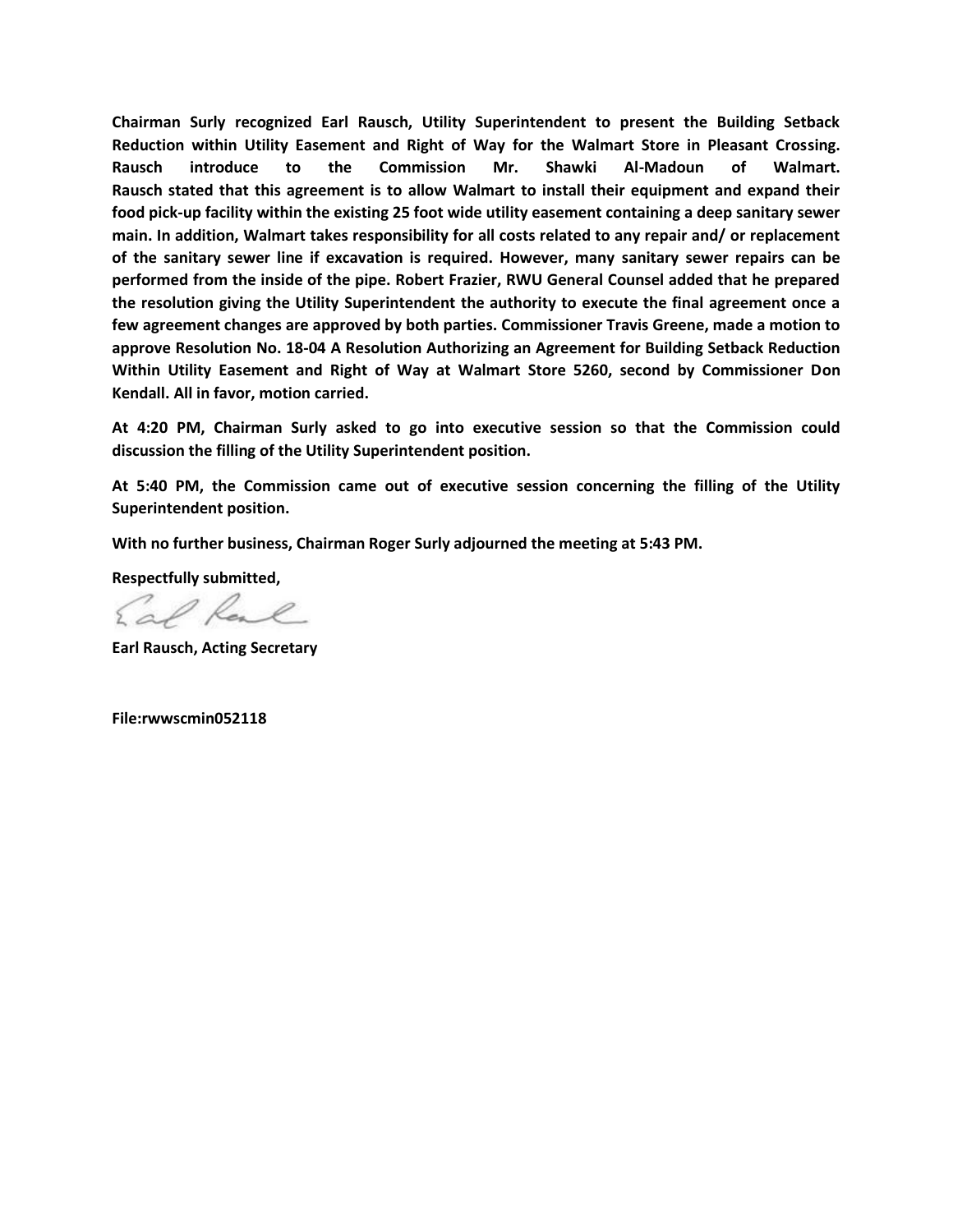**Chairman Surly recognized Earl Rausch, Utility Superintendent to present the Building Setback Reduction within Utility Easement and Right of Way for the Walmart Store in Pleasant Crossing. Rausch introduce to the Commission Mr. Shawki Al-Madoun of Walmart. Rausch stated that this agreement is to allow Walmart to install their equipment and expand their food pick-up facility within the existing 25 foot wide utility easement containing a deep sanitary sewer main. In addition, Walmart takes responsibility for all costs related to any repair and/ or replacement of the sanitary sewer line if excavation is required. However, many sanitary sewer repairs can be performed from the inside of the pipe. Robert Frazier, RWU General Counsel added that he prepared the resolution giving the Utility Superintendent the authority to execute the final agreement once a few agreement changes are approved by both parties. Commissioner Travis Greene, made a motion to approve Resolution No. 18-04 A Resolution Authorizing an Agreement for Building Setback Reduction Within Utility Easement and Right of Way at Walmart Store 5260, second by Commissioner Don Kendall. All in favor, motion carried.**

**At 4:20 PM, Chairman Surly asked to go into executive session so that the Commission could discussion the filling of the Utility Superintendent position.**

**At 5:40 PM, the Commission came out of executive session concerning the filling of the Utility Superintendent position.**

**With no further business, Chairman Roger Surly adjourned the meeting at 5:43 PM.**

**Respectfully submitted,**

**Earl Rausch, Acting Secretary**

**File:rwwscmin052118**